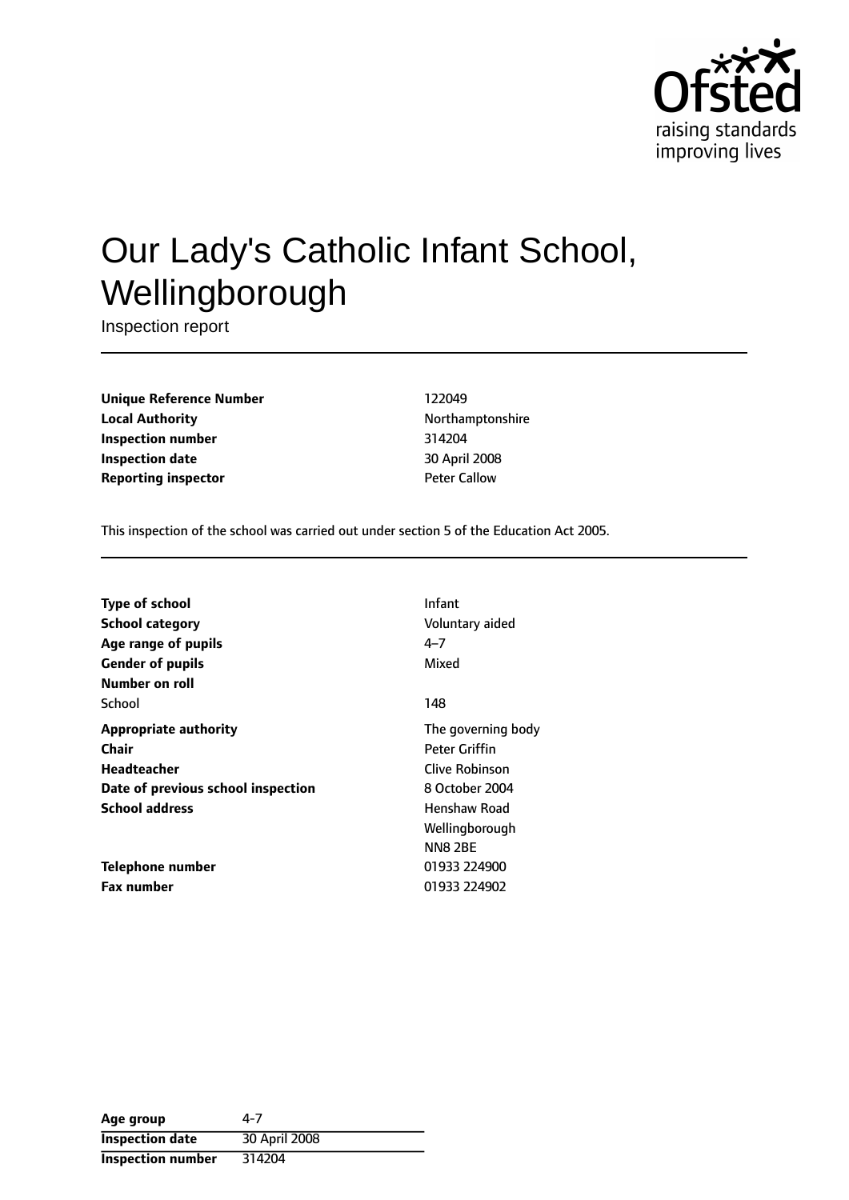# Our Lady's Catholic Infant School, Wellingborough

Inspection report

| | |
|---|---|
| **Unique Reference Number** | 122049 |
| **Local Authority** | Northamptonshire |
| **Inspection number** | 314204 |
| **Inspection date** | 30 April 2008 |
| **Reporting inspector** | Peter Callow |

This inspection of the school was carried out under section 5 of the Education Act 2005.

| | |
|---|---|
| **Type of school** | Infant |
| **School category** | Voluntary aided |
| **Age range of pupils** | 4–7 |
| **Gender of pupils** | Mixed |
| **Number on roll** | |
| School | 148 |
| **Appropriate authority** | The governing body |
| **Chair** | Peter Griffin |
| **Headteacher** | Clive Robinson |
| **Date of previous school inspection** | 8 October 2004 |
| **School address** | Henshaw Road<br>Wellingborough<br>NN8 2BE |
| **Telephone number** | 01933 224900 |
| **Fax number** | 01933 224902 |

| | |
|---|---|
| **Age group** | 4-7 |
| **Inspection date** | 30 April 2008 |
| **Inspection number** | 314204 |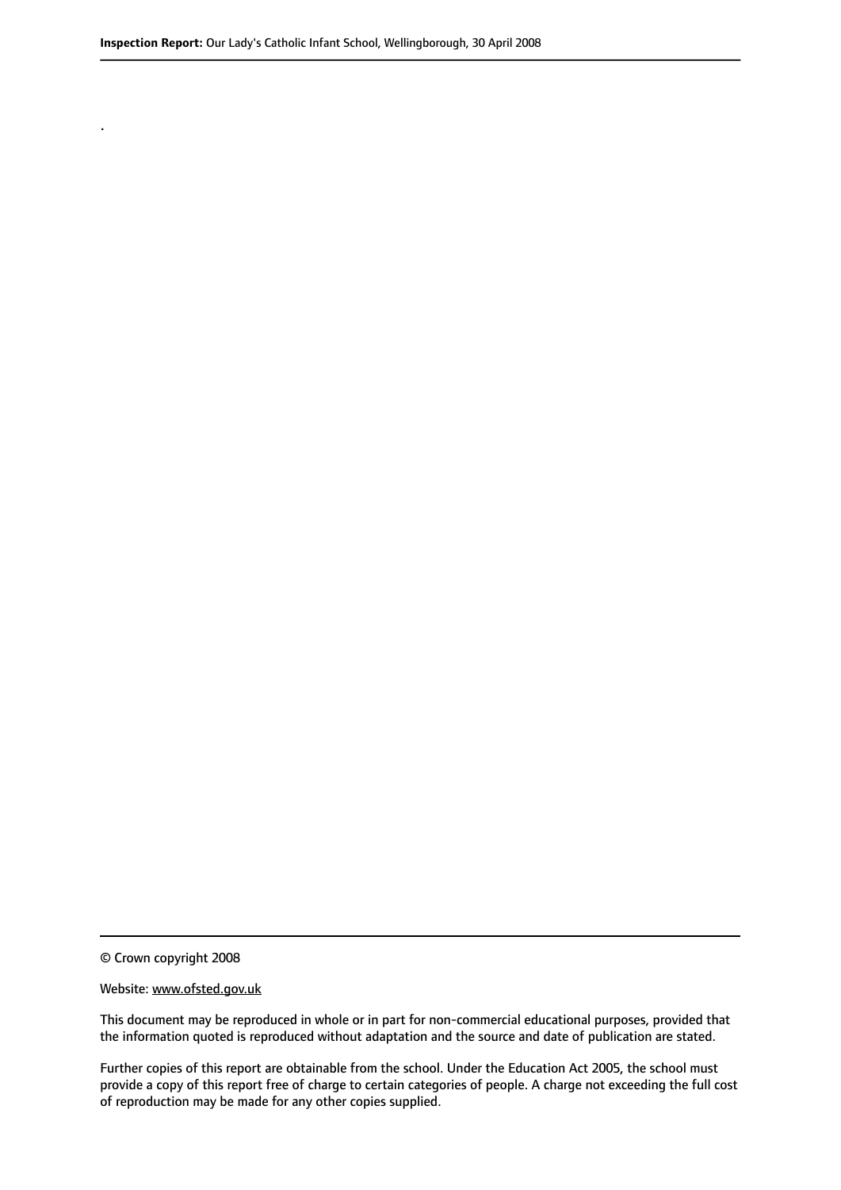.

© Crown copyright 2008

Website: www.ofsted.gov.uk

This document may be reproduced in whole or in part for non-commercial educational purposes, provided that the information quoted is reproduced without adaptation and the source and date of publication are stated.

Further copies of this report are obtainable from the school. Under the Education Act 2005, the school must provide a copy of this report free of charge to certain categories of people. A charge not exceeding the full cost of reproduction may be made for any other copies supplied.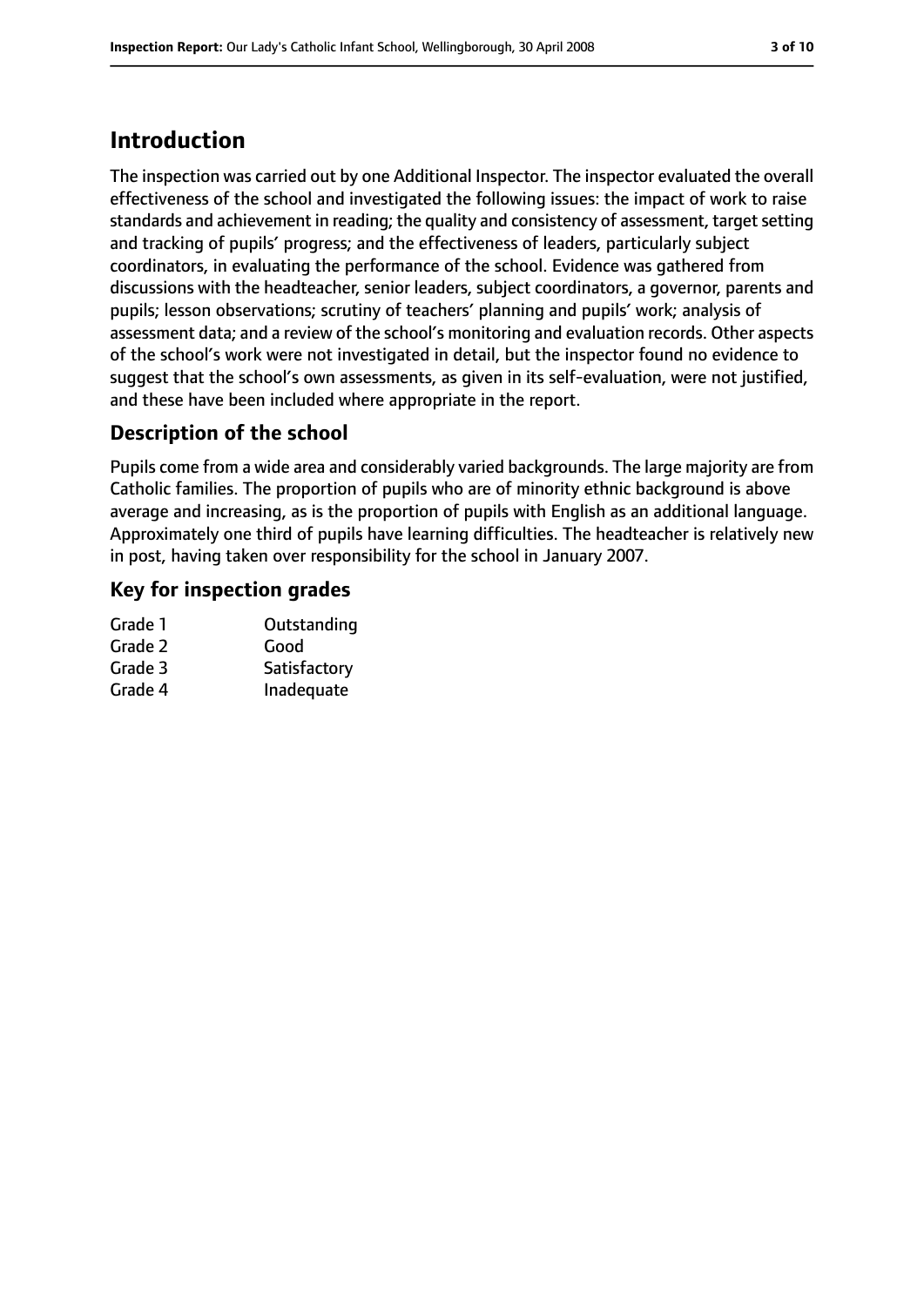# Introduction

The inspection was carried out by one Additional Inspector. The inspector evaluated the overall effectiveness of the school and investigated the following issues: the impact of work to raise standards and achievement in reading; the quality and consistency of assessment, target setting and tracking of pupils' progress; and the effectiveness of leaders, particularly subject coordinators, in evaluating the performance of the school. Evidence was gathered from discussions with the headteacher, senior leaders, subject coordinators, a governor, parents and pupils; lesson observations; scrutiny of teachers' planning and pupils' work; analysis of assessment data; and a review of the school's monitoring and evaluation records. Other aspects of the school's work were not investigated in detail, but the inspector found no evidence to suggest that the school's own assessments, as given in its self-evaluation, were not justified, and these have been included where appropriate in the report.

## Description of the school

Pupils come from a wide area and considerably varied backgrounds. The large majority are from Catholic families. The proportion of pupils who are of minority ethnic background is above average and increasing, as is the proportion of pupils with English as an additional language. Approximately one third of pupils have learning difficulties. The headteacher is relatively new in post, having taken over responsibility for the school in January 2007.

## Key for inspection grades

| | |
|---|---|
| Grade 1 | Outstanding |
| Grade 2 | Good |
| Grade 3 | Satisfactory |
| Grade 4 | Inadequate |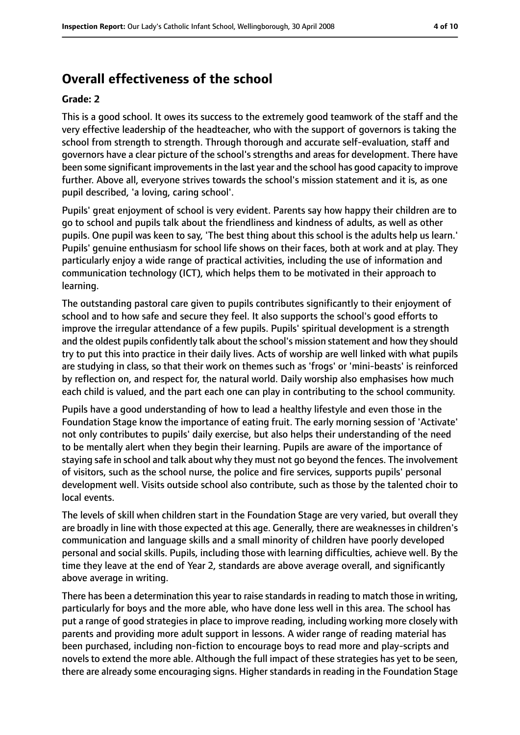## Overall effectiveness of the school

**Grade: 2**

This is a good school. It owes its success to the extremely good teamwork of the staff and the very effective leadership of the headteacher, who with the support of governors is taking the school from strength to strength. Through thorough and accurate self-evaluation, staff and governors have a clear picture of the school's strengths and areas for development. There have been some significant improvements in the last year and the school has good capacity to improve further. Above all, everyone strives towards the school's mission statement and it is, as one pupil described, 'a loving, caring school'.

Pupils' great enjoyment of school is very evident. Parents say how happy their children are to go to school and pupils talk about the friendliness and kindness of adults, as well as other pupils. One pupil was keen to say, 'The best thing about this school is the adults help us learn.' Pupils' genuine enthusiasm for school life shows on their faces, both at work and at play. They particularly enjoy a wide range of practical activities, including the use of information and communication technology (ICT), which helps them to be motivated in their approach to learning.

The outstanding pastoral care given to pupils contributes significantly to their enjoyment of school and to how safe and secure they feel. It also supports the school's good efforts to improve the irregular attendance of a few pupils. Pupils' spiritual development is a strength and the oldest pupils confidently talk about the school's mission statement and how they should try to put this into practice in their daily lives. Acts of worship are well linked with what pupils are studying in class, so that their work on themes such as 'frogs' or 'mini-beasts' is reinforced by reflection on, and respect for, the natural world. Daily worship also emphasises how much each child is valued, and the part each one can play in contributing to the school community.

Pupils have a good understanding of how to lead a healthy lifestyle and even those in the Foundation Stage know the importance of eating fruit. The early morning session of 'Activate' not only contributes to pupils' daily exercise, but also helps their understanding of the need to be mentally alert when they begin their learning. Pupils are aware of the importance of staying safe in school and talk about why they must not go beyond the fences. The involvement of visitors, such as the school nurse, the police and fire services, supports pupils' personal development well. Visits outside school also contribute, such as those by the talented choir to local events.

The levels of skill when children start in the Foundation Stage are very varied, but overall they are broadly in line with those expected at this age. Generally, there are weaknesses in children's communication and language skills and a small minority of children have poorly developed personal and social skills. Pupils, including those with learning difficulties, achieve well. By the time they leave at the end of Year 2, standards are above average overall, and significantly above average in writing.

There has been a determination this year to raise standards in reading to match those in writing, particularly for boys and the more able, who have done less well in this area. The school has put a range of good strategies in place to improve reading, including working more closely with parents and providing more adult support in lessons. A wider range of reading material has been purchased, including non-fiction to encourage boys to read more and play-scripts and novels to extend the more able. Although the full impact of these strategies has yet to be seen, there are already some encouraging signs. Higher standards in reading in the Foundation Stage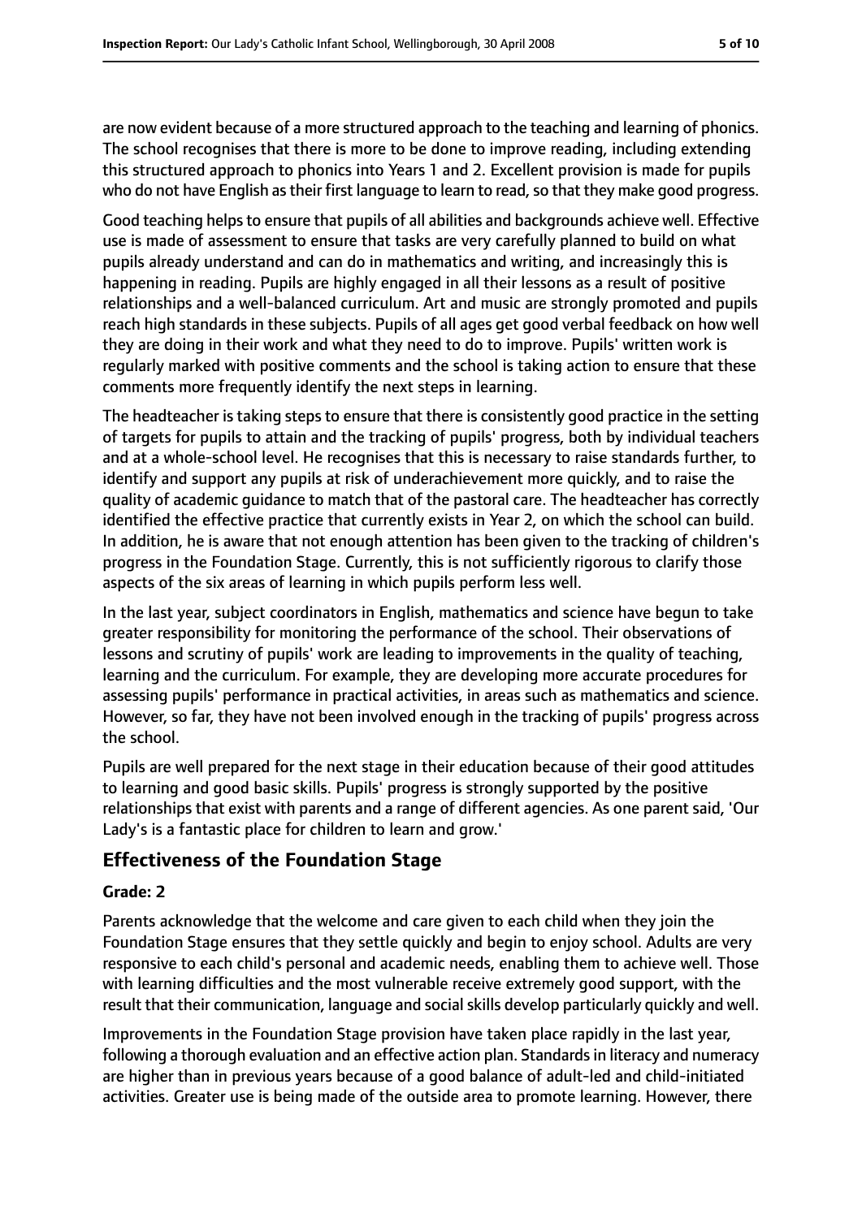are now evident because of a more structured approach to the teaching and learning of phonics. The school recognises that there is more to be done to improve reading, including extending this structured approach to phonics into Years 1 and 2. Excellent provision is made for pupils who do not have English as their first language to learn to read, so that they make good progress.

Good teaching helps to ensure that pupils of all abilities and backgrounds achieve well. Effective use is made of assessment to ensure that tasks are very carefully planned to build on what pupils already understand and can do in mathematics and writing, and increasingly this is happening in reading. Pupils are highly engaged in all their lessons as a result of positive relationships and a well-balanced curriculum. Art and music are strongly promoted and pupils reach high standards in these subjects. Pupils of all ages get good verbal feedback on how well they are doing in their work and what they need to do to improve. Pupils' written work is regularly marked with positive comments and the school is taking action to ensure that these comments more frequently identify the next steps in learning.

The headteacher is taking steps to ensure that there is consistently good practice in the setting of targets for pupils to attain and the tracking of pupils' progress, both by individual teachers and at a whole-school level. He recognises that this is necessary to raise standards further, to identify and support any pupils at risk of underachievement more quickly, and to raise the quality of academic guidance to match that of the pastoral care. The headteacher has correctly identified the effective practice that currently exists in Year 2, on which the school can build. In addition, he is aware that not enough attention has been given to the tracking of children's progress in the Foundation Stage. Currently, this is not sufficiently rigorous to clarify those aspects of the six areas of learning in which pupils perform less well.

In the last year, subject coordinators in English, mathematics and science have begun to take greater responsibility for monitoring the performance of the school. Their observations of lessons and scrutiny of pupils' work are leading to improvements in the quality of teaching, learning and the curriculum. For example, they are developing more accurate procedures for assessing pupils' performance in practical activities, in areas such as mathematics and science. However, so far, they have not been involved enough in the tracking of pupils' progress across the school.

Pupils are well prepared for the next stage in their education because of their good attitudes to learning and good basic skills. Pupils' progress is strongly supported by the positive relationships that exist with parents and a range of different agencies. As one parent said, 'Our Lady's is a fantastic place for children to learn and grow.'

## Effectiveness of the Foundation Stage

### Grade: 2

Parents acknowledge that the welcome and care given to each child when they join the Foundation Stage ensures that they settle quickly and begin to enjoy school. Adults are very responsive to each child's personal and academic needs, enabling them to achieve well. Those with learning difficulties and the most vulnerable receive extremely good support, with the result that their communication, language and social skills develop particularly quickly and well.

Improvements in the Foundation Stage provision have taken place rapidly in the last year, following a thorough evaluation and an effective action plan. Standards in literacy and numeracy are higher than in previous years because of a good balance of adult-led and child-initiated activities. Greater use is being made of the outside area to promote learning. However, there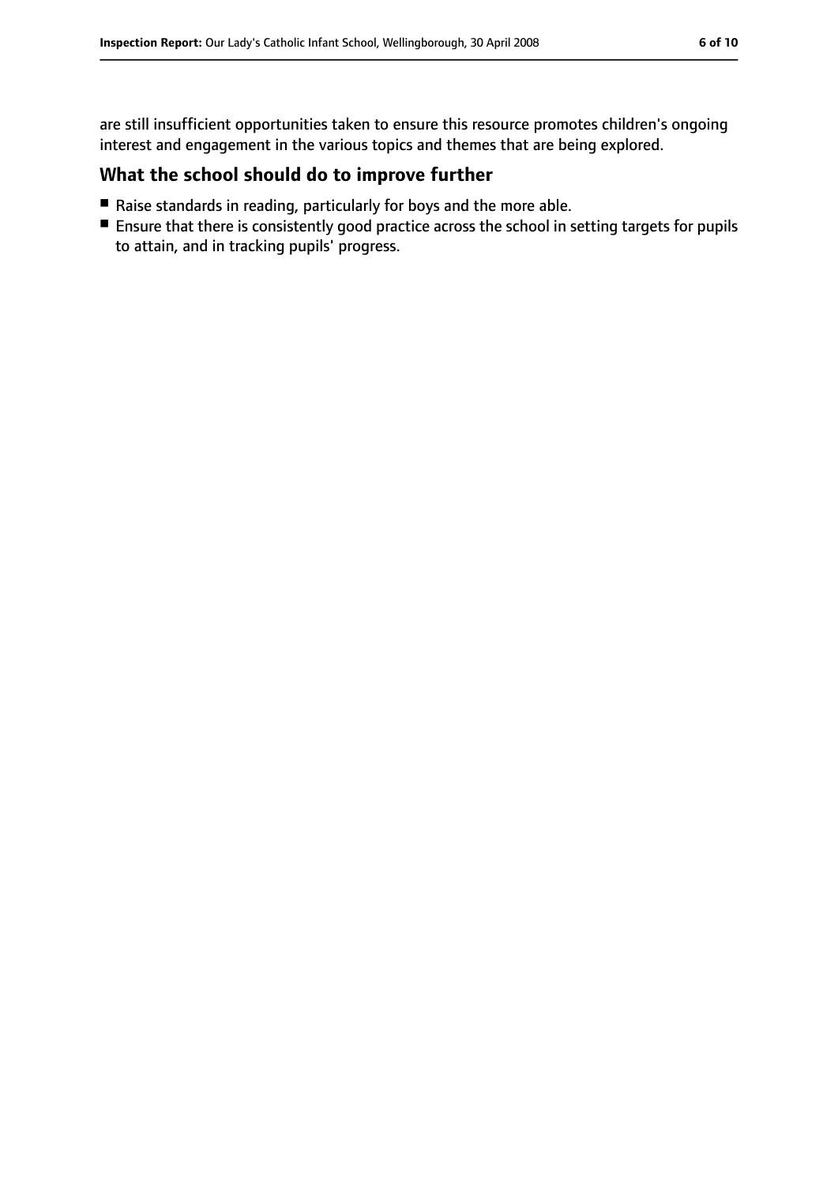are still insufficient opportunities taken to ensure this resource promotes children's ongoing interest and engagement in the various topics and themes that are being explored.

## What the school should do to improve further

- Raise standards in reading, particularly for boys and the more able.
- Ensure that there is consistently good practice across the school in setting targets for pupils to attain, and in tracking pupils' progress.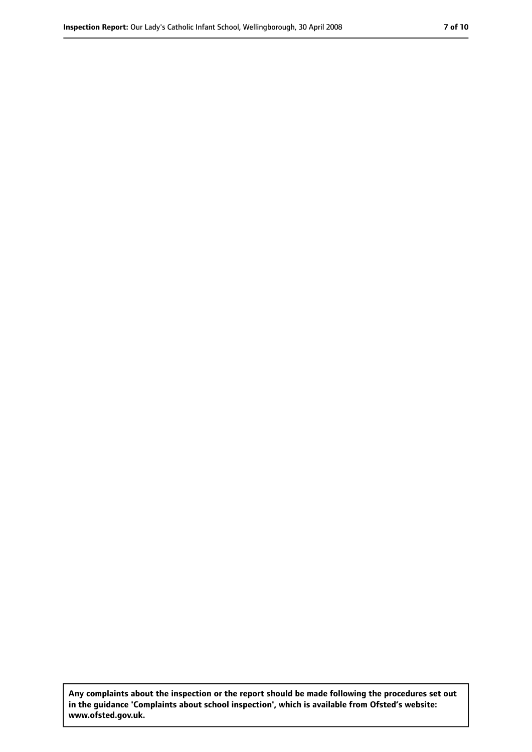**Any complaints about the inspection or the report should be made following the procedures set out in the guidance 'Complaints about school inspection', which is available from Ofsted's website: www.ofsted.gov.uk.**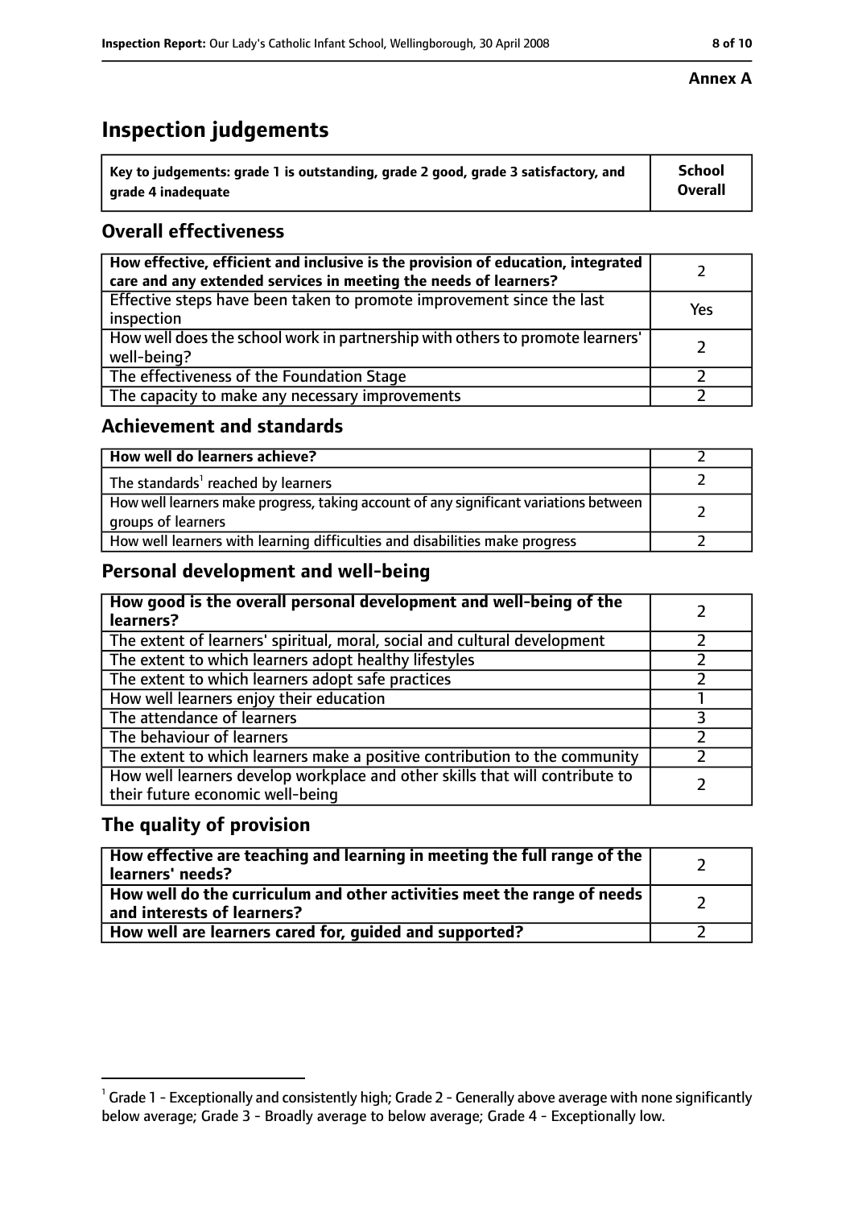**Annex A**

# Inspection judgements

| Key to judgements: grade 1 is outstanding, grade 2 good, grade 3 satisfactory, and grade 4 inadequate | School Overall |
|---|---|

## Overall effectiveness

| | |
|---|---|
| **How effective, efficient and inclusive is the provision of education, integrated care and any extended services in meeting the needs of learners?** | 2 |
| Effective steps have been taken to promote improvement since the last inspection | Yes |
| How well does the school work in partnership with others to promote learners' well-being? | 2 |
| The effectiveness of the Foundation Stage | 2 |
| The capacity to make any necessary improvements | 2 |

## Achievement and standards

| | |
|---|---|
| **How well do learners achieve?** | 2 |
| The standards[1] reached by learners | 2 |
| How well learners make progress, taking account of any significant variations between groups of learners | 2 |
| How well learners with learning difficulties and disabilities make progress | 2 |

## Personal development and well-being

| | |
|---|---|
| **How good is the overall personal development and well-being of the learners?** | 2 |
| The extent of learners' spiritual, moral, social and cultural development | 2 |
| The extent to which learners adopt healthy lifestyles | 2 |
| The extent to which learners adopt safe practices | 2 |
| How well learners enjoy their education | 1 |
| The attendance of learners | 3 |
| The behaviour of learners | 2 |
| The extent to which learners make a positive contribution to the community | 2 |
| How well learners develop workplace and other skills that will contribute to their future economic well-being | 2 |

## The quality of provision

| | |
|---|---|
| **How effective are teaching and learning in meeting the full range of the learners' needs?** | 2 |
| **How well do the curriculum and other activities meet the range of needs and interests of learners?** | 2 |
| **How well are learners cared for, guided and supported?** | 2 |

[1] Grade 1 - Exceptionally and consistently high; Grade 2 - Generally above average with none significantly below average; Grade 3 - Broadly average to below average; Grade 4 - Exceptionally low.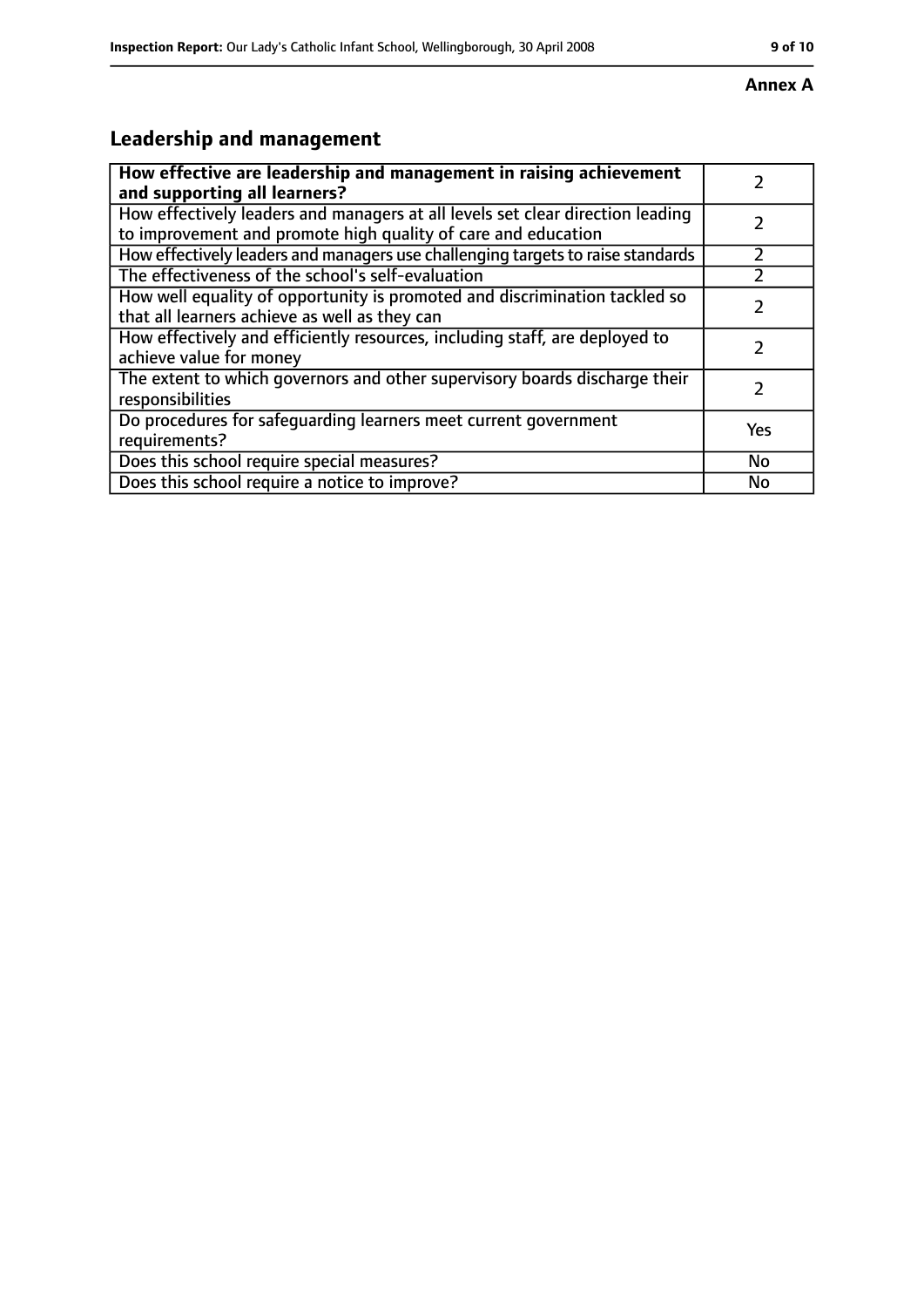**Annex A**

## Leadership and management

| | |
|---|---|
| **How effective are leadership and management in raising achievement and supporting all learners?** | 2 |
| How effectively leaders and managers at all levels set clear direction leading to improvement and promote high quality of care and education | 2 |
| How effectively leaders and managers use challenging targets to raise standards | 2 |
| The effectiveness of the school's self-evaluation | 2 |
| How well equality of opportunity is promoted and discrimination tackled so that all learners achieve as well as they can | 2 |
| How effectively and efficiently resources, including staff, are deployed to achieve value for money | 2 |
| The extent to which governors and other supervisory boards discharge their responsibilities | 2 |
| Do procedures for safeguarding learners meet current government requirements? | Yes |
| Does this school require special measures? | No |
| Does this school require a notice to improve? | No |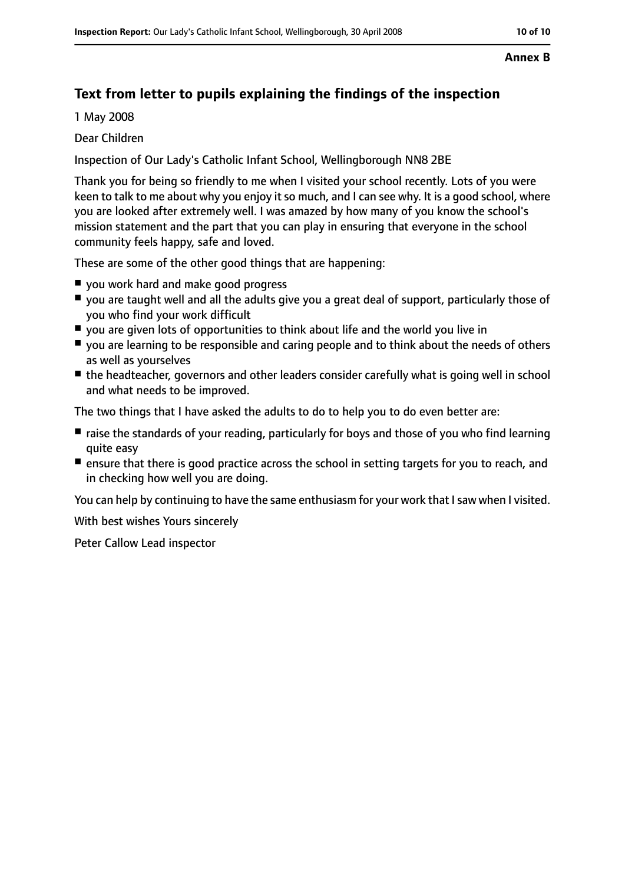**Annex B**

## Text from letter to pupils explaining the findings of the inspection

1 May 2008

Dear Children

Inspection of Our Lady's Catholic Infant School, Wellingborough NN8 2BE

Thank you for being so friendly to me when I visited your school recently. Lots of you were keen to talk to me about why you enjoy it so much, and I can see why. It is a good school, where you are looked after extremely well. I was amazed by how many of you know the school's mission statement and the part that you can play in ensuring that everyone in the school community feels happy, safe and loved.

These are some of the other good things that are happening:

- you work hard and make good progress
- you are taught well and all the adults give you a great deal of support, particularly those of you who find your work difficult
- you are given lots of opportunities to think about life and the world you live in
- you are learning to be responsible and caring people and to think about the needs of others as well as yourselves
- the headteacher, governors and other leaders consider carefully what is going well in school and what needs to be improved.

The two things that I have asked the adults to do to help you to do even better are:

- raise the standards of your reading, particularly for boys and those of you who find learning quite easy
- ensure that there is good practice across the school in setting targets for you to reach, and in checking how well you are doing.

You can help by continuing to have the same enthusiasm for your work that I saw when I visited.

With best wishes Yours sincerely

Peter Callow Lead inspector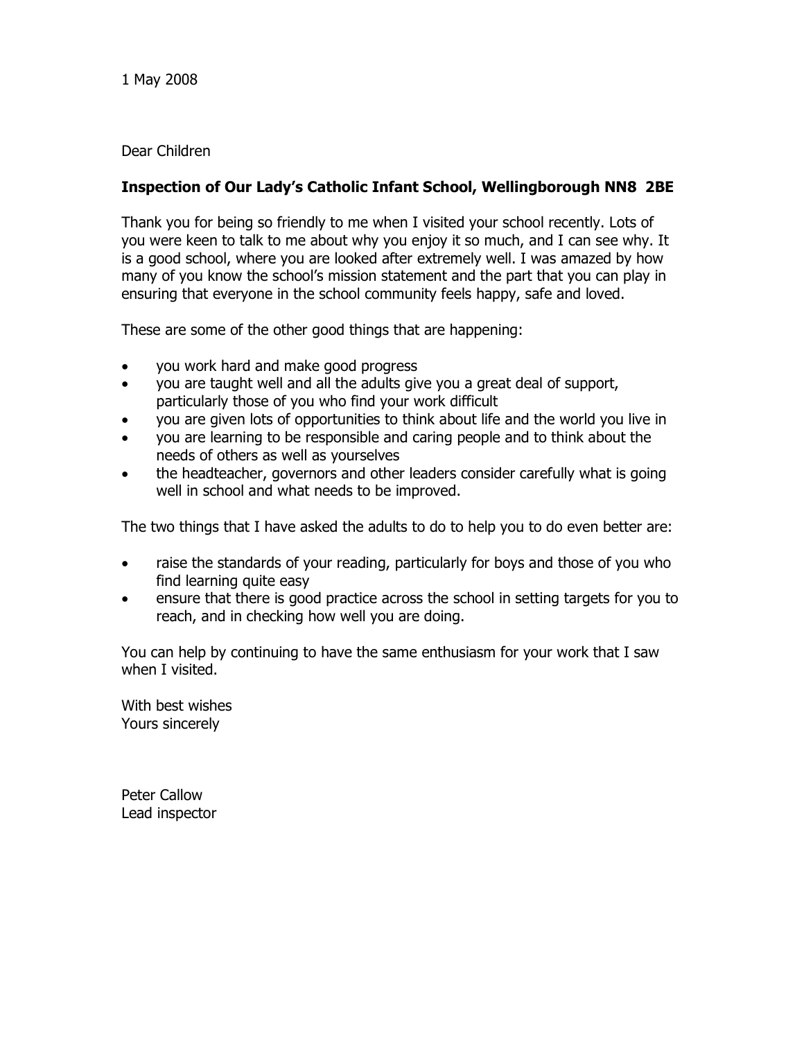1 May 2008

Dear Children

**Inspection of Our Lady's Catholic Infant School, Wellingborough NN8 2BE**

Thank you for being so friendly to me when I visited your school recently. Lots of you were keen to talk to me about why you enjoy it so much, and I can see why. It is a good school, where you are looked after extremely well. I was amazed by how many of you know the school's mission statement and the part that you can play in ensuring that everyone in the school community feels happy, safe and loved.

These are some of the other good things that are happening:

- you work hard and make good progress
- you are taught well and all the adults give you a great deal of support, particularly those of you who find your work difficult
- you are given lots of opportunities to think about life and the world you live in
- you are learning to be responsible and caring people and to think about the needs of others as well as yourselves
- the headteacher, governors and other leaders consider carefully what is going well in school and what needs to be improved.

The two things that I have asked the adults to do to help you to do even better are:

- raise the standards of your reading, particularly for boys and those of you who find learning quite easy
- ensure that there is good practice across the school in setting targets for you to reach, and in checking how well you are doing.

You can help by continuing to have the same enthusiasm for your work that I saw when I visited.

With best wishes
Yours sincerely

Peter Callow
Lead inspector